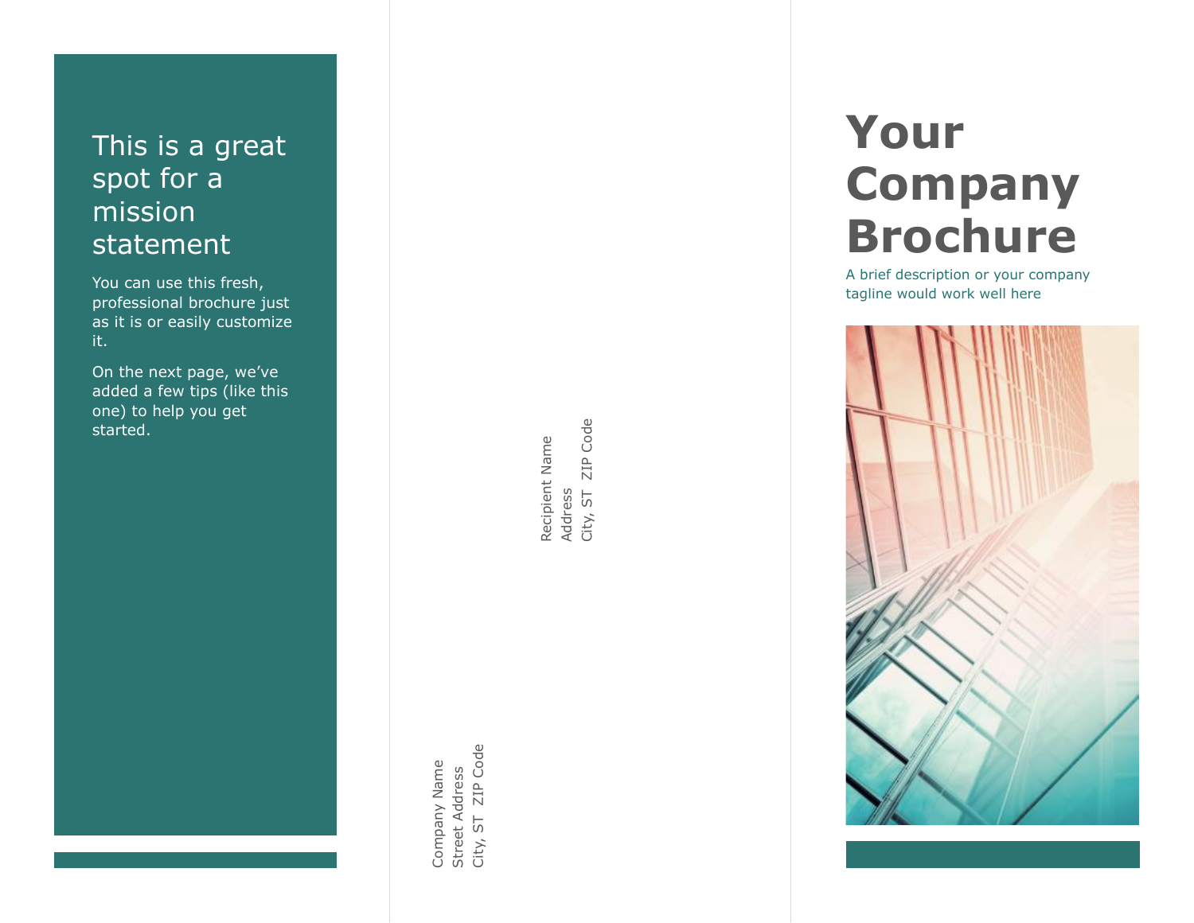## This is a great spot for a mission statement

You can use this fresh, professional brochure just as it is or easily customize it.

On the next page, we've added a few tips (like this one) to help you get started.

Recipient Name
Address
City, ST  ZIP Code

Company Name
Street Address
City, ST  ZIP Code

# Your Company Brochure

A brief description or your company tagline would work well here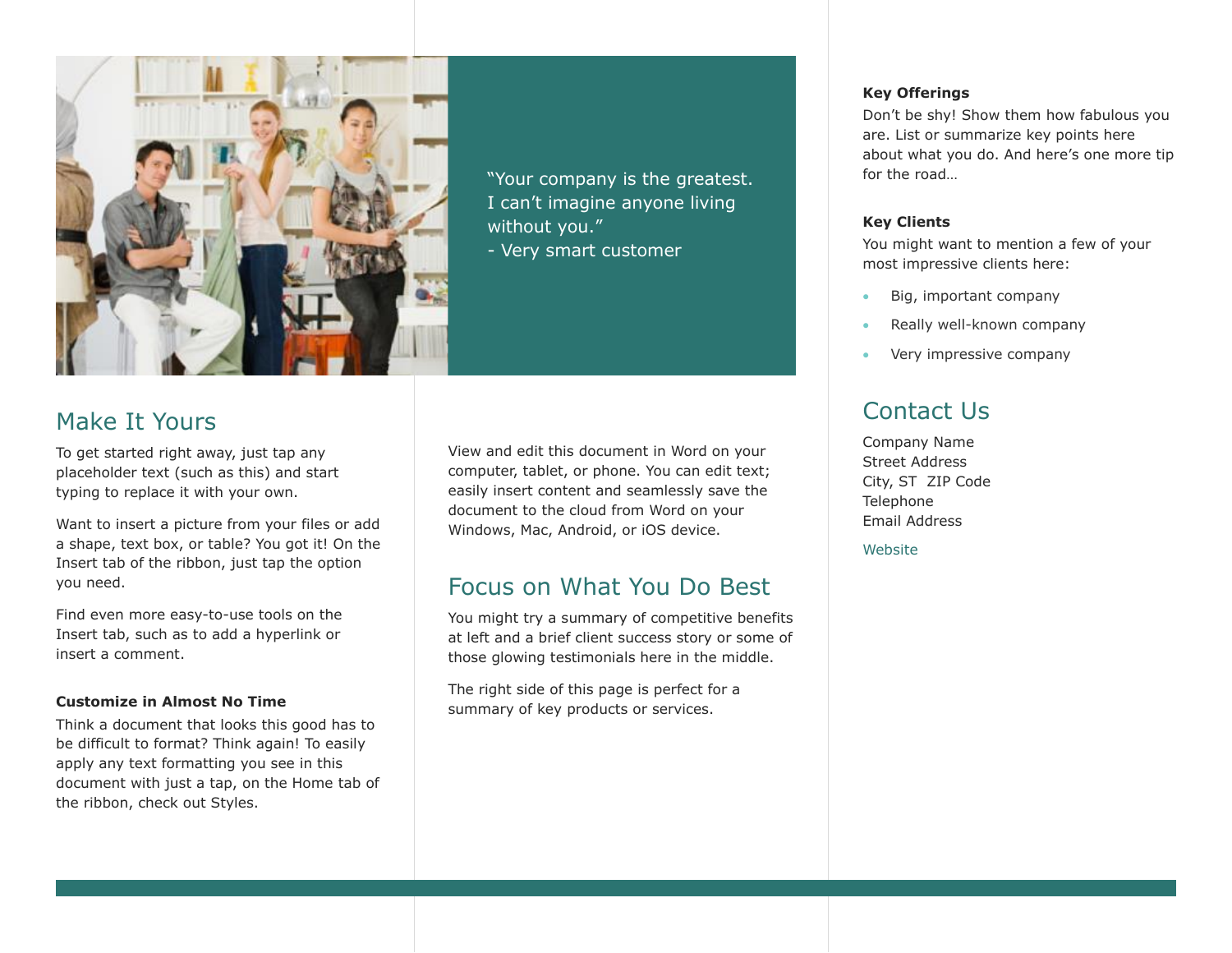"Your company is the greatest. I can't imagine anyone living without you."
- Very smart customer

## Make It Yours

To get started right away, just tap any placeholder text (such as this) and start typing to replace it with your own.

Want to insert a picture from your files or add a shape, text box, or table? You got it! On the Insert tab of the ribbon, just tap the option you need.

Find even more easy-to-use tools on the Insert tab, such as to add a hyperlink or insert a comment.

**Customize in Almost No Time**

Think a document that looks this good has to be difficult to format? Think again! To easily apply any text formatting you see in this document with just a tap, on the Home tab of the ribbon, check out Styles.

View and edit this document in Word on your computer, tablet, or phone. You can edit text; easily insert content and seamlessly save the document to the cloud from Word on your Windows, Mac, Android, or iOS device.

## Focus on What You Do Best

You might try a summary of competitive benefits at left and a brief client success story or some of those glowing testimonials here in the middle.

The right side of this page is perfect for a summary of key products or services.

**Key Offerings**

Don't be shy! Show them how fabulous you are. List or summarize key points here about what you do. And here's one more tip for the road…

**Key Clients**

You might want to mention a few of your most impressive clients here:

- Big, important company
- Really well-known company
- Very impressive company

## Contact Us

Company Name
Street Address
City, ST  ZIP Code
Telephone
Email Address

Website